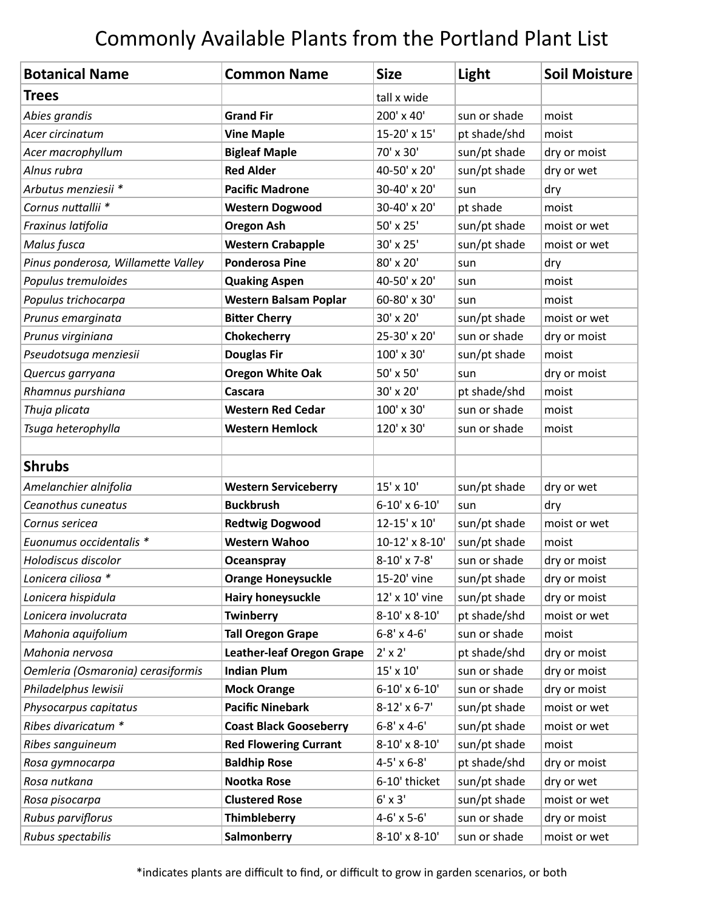# Commonly Available Plants from the Portland Plant List

| Botanical Name | Common Name | Size | Light | Soil Moisture |
|---|---|---|---|---|
| **Trees** | | tall x wide | | |
| *Abies grandis* | **Grand Fir** | 200' x 40' | sun or shade | moist |
| *Acer circinatum* | **Vine Maple** | 15-20' x 15' | pt shade/shd | moist |
| *Acer macrophyllum* | **Bigleaf Maple** | 70' x 30' | sun/pt shade | dry or moist |
| *Alnus rubra* | **Red Alder** | 40-50' x 20' | sun/pt shade | dry or wet |
| *Arbutus menziesii* * | **Pacific Madrone** | 30-40' x 20' | sun | dry |
| *Cornus nuttallii* * | **Western Dogwood** | 30-40' x 20' | pt shade | moist |
| *Fraxinus latifolia* | **Oregon Ash** | 50' x 25' | sun/pt shade | moist or wet |
| *Malus fusca* | **Western Crabapple** | 30' x 25' | sun/pt shade | moist or wet |
| *Pinus ponderosa, Willamette Valley* | **Ponderosa Pine** | 80' x 20' | sun | dry |
| *Populus tremuloides* | **Quaking Aspen** | 40-50' x 20' | sun | moist |
| *Populus trichocarpa* | **Western Balsam Poplar** | 60-80' x 30' | sun | moist |
| *Prunus emarginata* | **Bitter Cherry** | 30' x 20' | sun/pt shade | moist or wet |
| *Prunus virginiana* | **Chokecherry** | 25-30' x 20' | sun or shade | dry or moist |
| *Pseudotsuga menziesii* | **Douglas Fir** | 100' x 30' | sun/pt shade | moist |
| *Quercus garryana* | **Oregon White Oak** | 50' x 50' | sun | dry or moist |
| *Rhamnus purshiana* | **Cascara** | 30' x 20' | pt shade/shd | moist |
| *Thuja plicata* | **Western Red Cedar** | 100' x 30' | sun or shade | moist |
| *Tsuga heterophylla* | **Western Hemlock** | 120' x 30' | sun or shade | moist |
| | | | | |
| **Shrubs** | | | | |
| *Amelanchier alnifolia* | **Western Serviceberry** | 15' x 10' | sun/pt shade | dry or wet |
| *Ceanothus cuneatus* | **Buckbrush** | 6-10' x 6-10' | sun | dry |
| *Cornus sericea* | **Redtwig Dogwood** | 12-15' x 10' | sun/pt shade | moist or wet |
| *Euonumus occidentalis* * | **Western Wahoo** | 10-12' x 8-10' | sun/pt shade | moist |
| *Holodiscus discolor* | **Oceanspray** | 8-10' x 7-8' | sun or shade | dry or moist |
| *Lonicera ciliosa* * | **Orange Honeysuckle** | 15-20' vine | sun/pt shade | dry or moist |
| *Lonicera hispidula* | **Hairy honeysuckle** | 12' x 10' vine | sun/pt shade | dry or moist |
| *Lonicera involucrata* | **Twinberry** | 8-10' x 8-10' | pt shade/shd | moist or wet |
| *Mahonia aquifolium* | **Tall Oregon Grape** | 6-8' x 4-6' | sun or shade | moist |
| *Mahonia nervosa* | **Leather-leaf Oregon Grape** | 2' x 2' | pt shade/shd | dry or moist |
| *Oemleria (Osmaronia) cerasiformis* | **Indian Plum** | 15' x 10' | sun or shade | dry or moist |
| *Philadelphus lewisii* | **Mock Orange** | 6-10' x 6-10' | sun or shade | dry or moist |
| *Physocarpus capitatus* | **Pacific Ninebark** | 8-12' x 6-7' | sun/pt shade | moist or wet |
| *Ribes divaricatum* * | **Coast Black Gooseberry** | 6-8' x 4-6' | sun/pt shade | moist or wet |
| *Ribes sanguineum* | **Red Flowering Currant** | 8-10' x 8-10' | sun/pt shade | moist |
| *Rosa gymnocarpa* | **Baldhip Rose** | 4-5' x 6-8' | pt shade/shd | dry or moist |
| *Rosa nutkana* | **Nootka Rose** | 6-10' thicket | sun/pt shade | dry or wet |
| *Rosa pisocarpa* | **Clustered Rose** | 6' x 3' | sun/pt shade | moist or wet |
| *Rubus parviflorus* | **Thimbleberry** | 4-6' x 5-6' | sun or shade | dry or moist |
| *Rubus spectabilis* | **Salmonberry** | 8-10' x 8-10' | sun or shade | moist or wet |

*indicates plants are difficult to find, or difficult to grow in garden scenarios, or both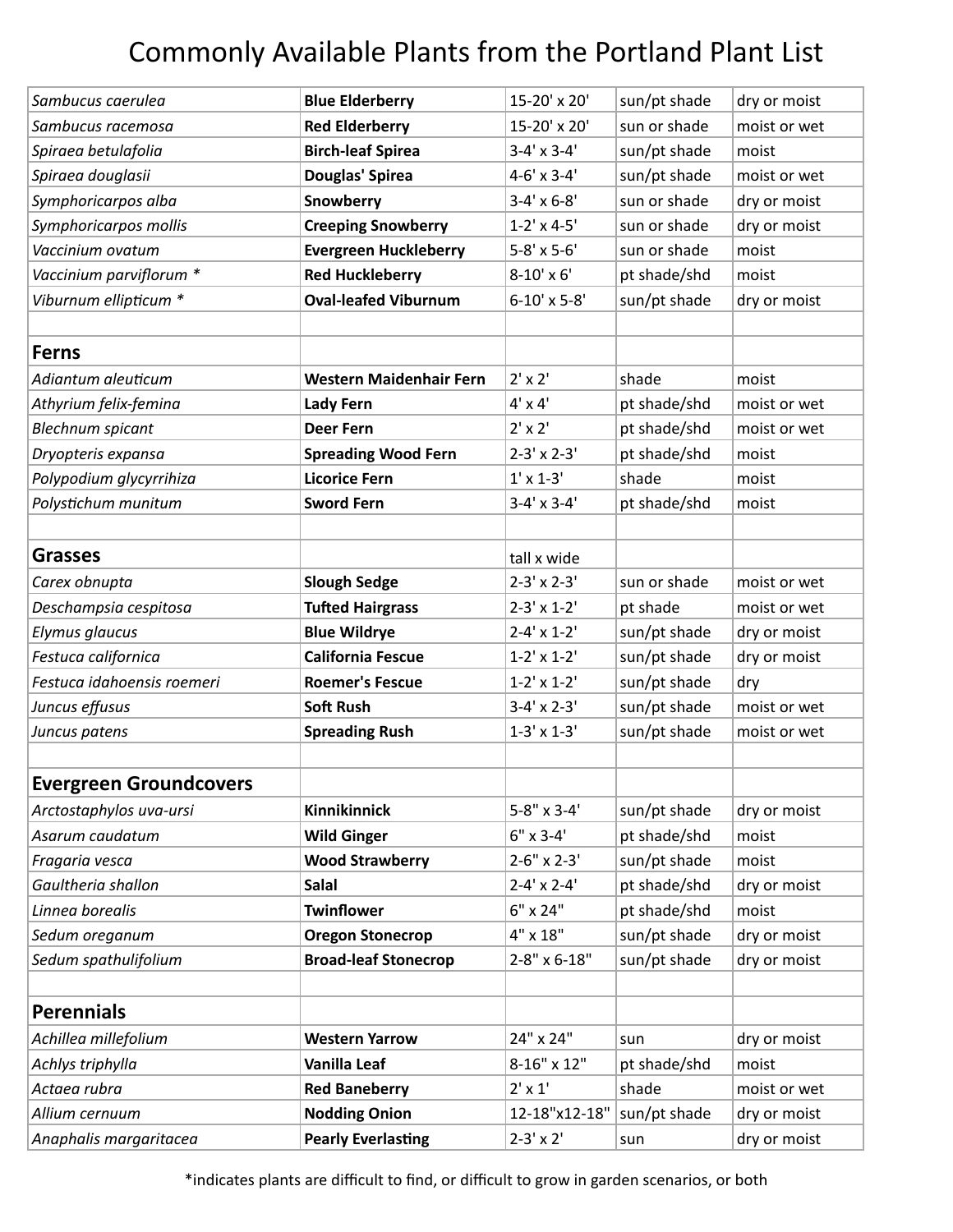# Commonly Available Plants from the Portland Plant List

| | | | | |
|---|---|---|---|---|
| *Sambucus caerulea* | **Blue Elderberry** | 15-20' x 20' | sun/pt shade | dry or moist |
| *Sambucus racemosa* | **Red Elderberry** | 15-20' x 20' | sun or shade | moist or wet |
| *Spiraea betulafolia* | **Birch-leaf Spirea** | 3-4' x 3-4' | sun/pt shade | moist |
| *Spiraea douglasii* | **Douglas' Spirea** | 4-6' x 3-4' | sun/pt shade | moist or wet |
| *Symphoricarpos alba* | **Snowberry** | 3-4' x 6-8' | sun or shade | dry or moist |
| *Symphoricarpos mollis* | **Creeping Snowberry** | 1-2' x 4-5' | sun or shade | dry or moist |
| *Vaccinium ovatum* | **Evergreen Huckleberry** | 5-8' x 5-6' | sun or shade | moist |
| *Vaccinium parviflorum* * | **Red Huckleberry** | 8-10' x 6' | pt shade/shd | moist |
| *Viburnum ellipticum* * | **Oval-leafed Viburnum** | 6-10' x 5-8' | sun/pt shade | dry or moist |
| | | | | |
| **Ferns** | | | | |
| *Adiantum aleuticum* | **Western Maidenhair Fern** | 2' x 2' | shade | moist |
| *Athyrium felix-femina* | **Lady Fern** | 4' x 4' | pt shade/shd | moist or wet |
| *Blechnum spicant* | **Deer Fern** | 2' x 2' | pt shade/shd | moist or wet |
| *Dryopteris expansa* | **Spreading Wood Fern** | 2-3' x 2-3' | pt shade/shd | moist |
| *Polypodium glycyrrhiza* | **Licorice Fern** | 1' x 1-3' | shade | moist |
| *Polystichum munitum* | **Sword Fern** | 3-4' x 3-4' | pt shade/shd | moist |
| | | | | |
| **Grasses** | | tall x wide | | |
| *Carex obnupta* | **Slough Sedge** | 2-3' x 2-3' | sun or shade | moist or wet |
| *Deschampsia cespitosa* | **Tufted Hairgrass** | 2-3' x 1-2' | pt shade | moist or wet |
| *Elymus glaucus* | **Blue Wildrye** | 2-4' x 1-2' | sun/pt shade | dry or moist |
| *Festuca californica* | **California Fescue** | 1-2' x 1-2' | sun/pt shade | dry or moist |
| *Festuca idahoensis roemeri* | **Roemer's Fescue** | 1-2' x 1-2' | sun/pt shade | dry |
| *Juncus effusus* | **Soft Rush** | 3-4' x 2-3' | sun/pt shade | moist or wet |
| *Juncus patens* | **Spreading Rush** | 1-3' x 1-3' | sun/pt shade | moist or wet |
| | | | | |
| **Evergreen Groundcovers** | | | | |
| *Arctostaphylos uva-ursi* | **Kinnikinnick** | 5-8" x 3-4' | sun/pt shade | dry or moist |
| *Asarum caudatum* | **Wild Ginger** | 6" x 3-4' | pt shade/shd | moist |
| *Fragaria vesca* | **Wood Strawberry** | 2-6" x 2-3' | sun/pt shade | moist |
| *Gaultheria shallon* | **Salal** | 2-4' x 2-4' | pt shade/shd | dry or moist |
| *Linnea borealis* | **Twinflower** | 6" x 24" | pt shade/shd | moist |
| *Sedum oreganum* | **Oregon Stonecrop** | 4" x 18" | sun/pt shade | dry or moist |
| *Sedum spathulifolium* | **Broad-leaf Stonecrop** | 2-8" x 6-18" | sun/pt shade | dry or moist |
| | | | | |
| **Perennials** | | | | |
| *Achillea millefolium* | **Western Yarrow** | 24" x 24" | sun | dry or moist |
| *Achlys triphylla* | **Vanilla Leaf** | 8-16" x 12" | pt shade/shd | moist |
| *Actaea rubra* | **Red Baneberry** | 2' x 1' | shade | moist or wet |
| *Allium cernuum* | **Nodding Onion** | 12-18"x12-18" | sun/pt shade | dry or moist |
| *Anaphalis margaritacea* | **Pearly Everlasting** | 2-3' x 2' | sun | dry or moist |

*indicates plants are difficult to find, or difficult to grow in garden scenarios, or both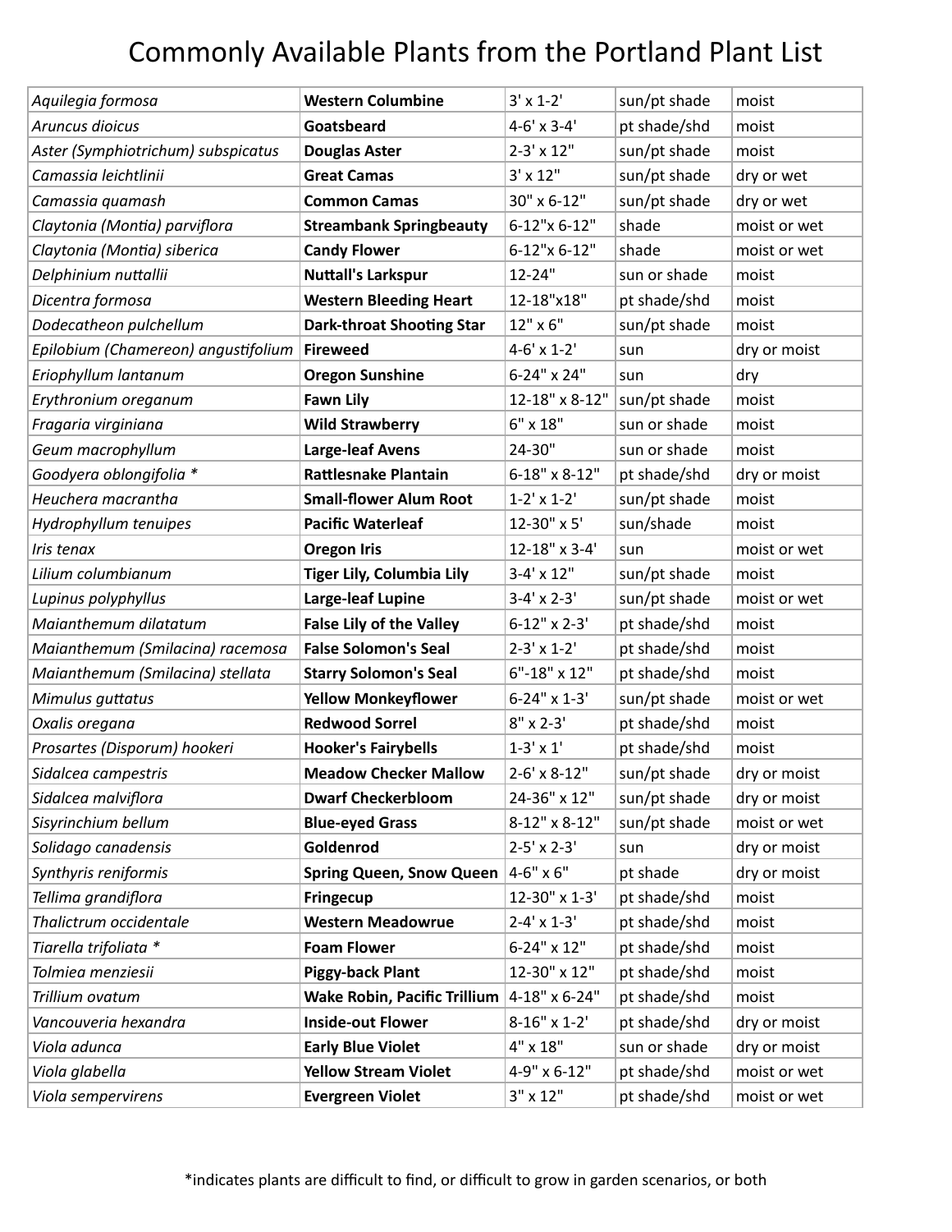# Commonly Available Plants from the Portland Plant List

| | | | | |
|---|---|---|---|---|
| *Aquilegia formosa* | **Western Columbine** | 3' x 1-2' | sun/pt shade | moist |
| *Aruncus dioicus* | **Goatsbeard** | 4-6' x 3-4' | pt shade/shd | moist |
| *Aster (Symphiotrichum) subspicatus* | **Douglas Aster** | 2-3' x 12" | sun/pt shade | moist |
| *Camassia leichtlinii* | **Great Camas** | 3' x 12" | sun/pt shade | dry or wet |
| *Camassia quamash* | **Common Camas** | 30" x 6-12" | sun/pt shade | dry or wet |
| *Claytonia (Montia) parviflora* | **Streambank Springbeauty** | 6-12"x 6-12" | shade | moist or wet |
| *Claytonia (Montia) siberica* | **Candy Flower** | 6-12"x 6-12" | shade | moist or wet |
| *Delphinium nuttallii* | **Nuttall's Larkspur** | 12-24" | sun or shade | moist |
| *Dicentra formosa* | **Western Bleeding Heart** | 12-18"x18" | pt shade/shd | moist |
| *Dodecatheon pulchellum* | **Dark-throat Shooting Star** | 12" x 6" | sun/pt shade | moist |
| *Epilobium (Chamereon) angustifolium* | **Fireweed** | 4-6' x 1-2' | sun | dry or moist |
| *Eriophyllum lantanum* | **Oregon Sunshine** | 6-24" x 24" | sun | dry |
| *Erythronium oreganum* | **Fawn Lily** | 12-18" x 8-12" | sun/pt shade | moist |
| *Fragaria virginiana* | **Wild Strawberry** | 6" x 18" | sun or shade | moist |
| *Geum macrophyllum* | **Large-leaf Avens** | 24-30" | sun or shade | moist |
| *Goodyera oblongifolia* * | **Rattlesnake Plantain** | 6-18" x 8-12" | pt shade/shd | dry or moist |
| *Heuchera macrantha* | **Small-flower Alum Root** | 1-2' x 1-2' | sun/pt shade | moist |
| *Hydrophyllum tenuipes* | **Pacific Waterleaf** | 12-30" x 5' | sun/shade | moist |
| *Iris tenax* | **Oregon Iris** | 12-18" x 3-4' | sun | moist or wet |
| *Lilium columbianum* | **Tiger Lily, Columbia Lily** | 3-4' x 12" | sun/pt shade | moist |
| *Lupinus polyphyllus* | **Large-leaf Lupine** | 3-4' x 2-3' | sun/pt shade | moist or wet |
| *Maianthemum dilatatum* | **False Lily of the Valley** | 6-12" x 2-3' | pt shade/shd | moist |
| *Maianthemum (Smilacina) racemosa* | **False Solomon's Seal** | 2-3' x 1-2' | pt shade/shd | moist |
| *Maianthemum (Smilacina) stellata* | **Starry Solomon's Seal** | 6"-18" x 12" | pt shade/shd | moist |
| *Mimulus guttatus* | **Yellow Monkeyflower** | 6-24" x 1-3' | sun/pt shade | moist or wet |
| *Oxalis oregana* | **Redwood Sorrel** | 8" x 2-3' | pt shade/shd | moist |
| *Prosartes (Disporum) hookeri* | **Hooker's Fairybells** | 1-3' x 1' | pt shade/shd | moist |
| *Sidalcea campestris* | **Meadow Checker Mallow** | 2-6' x 8-12" | sun/pt shade | dry or moist |
| *Sidalcea malviflora* | **Dwarf Checkerbloom** | 24-36" x 12" | sun/pt shade | dry or moist |
| *Sisyrinchium bellum* | **Blue-eyed Grass** | 8-12" x 8-12" | sun/pt shade | moist or wet |
| *Solidago canadensis* | **Goldenrod** | 2-5' x 2-3' | sun | dry or moist |
| *Synthyris reniformis* | **Spring Queen, Snow Queen** | 4-6" x 6" | pt shade | dry or moist |
| *Tellima grandiflora* | **Fringecup** | 12-30" x 1-3' | pt shade/shd | moist |
| *Thalictrum occidentale* | **Western Meadowrue** | 2-4' x 1-3' | pt shade/shd | moist |
| *Tiarella trifoliata* * | **Foam Flower** | 6-24" x 12" | pt shade/shd | moist |
| *Tolmiea menziesii* | **Piggy-back Plant** | 12-30" x 12" | pt shade/shd | moist |
| *Trillium ovatum* | **Wake Robin, Pacific Trillium** | 4-18" x 6-24" | pt shade/shd | moist |
| *Vancouveria hexandra* | **Inside-out Flower** | 8-16" x 1-2' | pt shade/shd | dry or moist |
| *Viola adunca* | **Early Blue Violet** | 4" x 18" | sun or shade | dry or moist |
| *Viola glabella* | **Yellow Stream Violet** | 4-9" x 6-12" | pt shade/shd | moist or wet |
| *Viola sempervirens* | **Evergreen Violet** | 3" x 12" | pt shade/shd | moist or wet |

*indicates plants are difficult to find, or difficult to grow in garden scenarios, or both